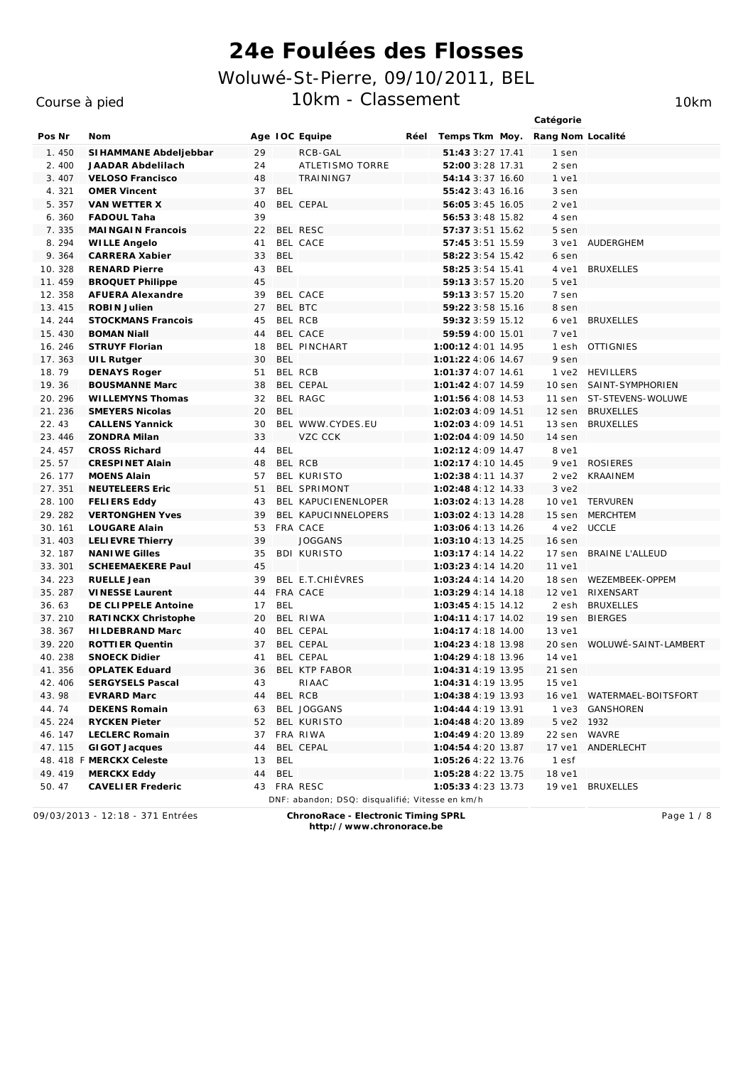# 24e Foulées des Flosses

## Woluwé-St-Pierre, 09/10/2011, BEL

## 10km - Classement

Course à pied | 10km

| Pos | Nr | Nom | Age | IOC | Equipe | Réel | Temps | Tkm | Moy. | Catégorie Rang | Catégorie Nom | Localité |
|---|---|---|---|---|---|---|---|---|---|---|---|---|
| 1. | 450 | **SIHAMMANE Abdeljebbar** | 29 | | RCB-GAL | | **51:43** | 3:27 | 17.41 | 1 | sen | |
| 2. | 400 | **JAADAR Abdelilach** | 24 | | ATLETISMO TORRE | | **52:00** | 3:28 | 17.31 | 2 | sen | |
| 3. | 407 | **VELOSO Francisco** | 48 | | TRAINING7 | | **54:14** | 3:37 | 16.60 | 1 | ve1 | |
| 4. | 321 | **OMER Vincent** | 37 | BEL | | | **55:42** | 3:43 | 16.16 | 3 | sen | |
| 5. | 357 | **VAN WETTER X** | 40 | BEL | CEPAL | | **56:05** | 3:45 | 16.05 | 2 | ve1 | |
| 6. | 360 | **FADOUL Taha** | 39 | | | | **56:53** | 3:48 | 15.82 | 4 | sen | |
| 7. | 335 | **MAINGAIN Francois** | 22 | BEL | RESC | | **57:37** | 3:51 | 15.62 | 5 | sen | |
| 8. | 294 | **WILLE Angelo** | 41 | BEL | CACE | | **57:45** | 3:51 | 15.59 | 3 | ve1 | AUDERGHEM |
| 9. | 364 | **CARRERA Xabier** | 33 | BEL | | | **58:22** | 3:54 | 15.42 | 6 | sen | |
| 10. | 328 | **RENARD Pierre** | 43 | BEL | | | **58:25** | 3:54 | 15.41 | 4 | ve1 | BRUXELLES |
| 11. | 459 | **BROQUET Philippe** | 45 | | | | **59:13** | 3:57 | 15.20 | 5 | ve1 | |
| 12. | 358 | **AFUERA Alexandre** | 39 | BEL | CACE | | **59:13** | 3:57 | 15.20 | 7 | sen | |
| 13. | 415 | **ROBIN Julien** | 27 | BEL | BTC | | **59:22** | 3:58 | 15.16 | 8 | sen | |
| 14. | 244 | **STOCKMANS Francois** | 45 | BEL | RCB | | **59:32** | 3:59 | 15.12 | 6 | ve1 | BRUXELLES |
| 15. | 430 | **BOMAN Niall** | 44 | BEL | CACE | | **59:59** | 4:00 | 15.01 | 7 | ve1 | |
| 16. | 246 | **STRUYF Florian** | 18 | BEL | PINCHART | | **1:00:12** | 4:01 | 14.95 | 1 | esh | OTTIGNIES |
| 17. | 363 | **UIL Rutger** | 30 | BEL | | | **1:01:22** | 4:06 | 14.67 | 9 | sen | |
| 18. | 79 | **DENAYS Roger** | 51 | BEL | RCB | | **1:01:37** | 4:07 | 14.61 | 1 | ve2 | HEVILLERS |
| 19. | 36 | **BOUSMANNE Marc** | 38 | BEL | CEPAL | | **1:01:42** | 4:07 | 14.59 | 10 | sen | SAINT-SYMPHORIEN |
| 20. | 296 | **WILLEMYNS Thomas** | 32 | BEL | RAGC | | **1:01:56** | 4:08 | 14.53 | 11 | sen | ST-STEVENS-WOLUWE |
| 21. | 236 | **SMEYERS Nicolas** | 20 | BEL | | | **1:02:03** | 4:09 | 14.51 | 12 | sen | BRUXELLES |
| 22. | 43 | **CALLENS Yannick** | 30 | BEL | WWW.CYDES.EU | | **1:02:03** | 4:09 | 14.51 | 13 | sen | BRUXELLES |
| 23. | 446 | **ZONDRA Milan** | 33 | | VZC CCK | | **1:02:04** | 4:09 | 14.50 | 14 | sen | |
| 24. | 457 | **CROSS Richard** | 44 | BEL | | | **1:02:12** | 4:09 | 14.47 | 8 | ve1 | |
| 25. | 57 | **CRESPINET Alain** | 48 | BEL | RCB | | **1:02:17** | 4:10 | 14.45 | 9 | ve1 | ROSIERES |
| 26. | 177 | **MOENS Alain** | 57 | BEL | KURISTO | | **1:02:38** | 4:11 | 14.37 | 2 | ve2 | KRAAINEM |
| 27. | 351 | **NEUTELEERS Eric** | 51 | BEL | SPRIMONT | | **1:02:48** | 4:12 | 14.33 | 3 | ve2 | |
| 28. | 100 | **FELIERS Eddy** | 43 | BEL | KAPUCIENENLOPER | | **1:03:02** | 4:13 | 14.28 | 10 | ve1 | TERVUREN |
| 29. | 282 | **VERTONGHEN Yves** | 39 | BEL | KAPUCINNELOPERS | | **1:03:02** | 4:13 | 14.28 | 15 | sen | MERCHTEM |
| 30. | 161 | **LOUGARE Alain** | 53 | FRA | CACE | | **1:03:06** | 4:13 | 14.26 | 4 | ve2 | UCCLE |
| 31. | 403 | **LELIEVRE Thierry** | 39 | | JOGGANS | | **1:03:10** | 4:13 | 14.25 | 16 | sen | |
| 32. | 187 | **NANIWE Gilles** | 35 | BDI | KURISTO | | **1:03:17** | 4:14 | 14.22 | 17 | sen | BRAINE L'ALLEUD |
| 33. | 301 | **SCHEEMAEKERE Paul** | 45 | | | | **1:03:23** | 4:14 | 14.20 | 11 | ve1 | |
| 34. | 223 | **RUELLE Jean** | 39 | BEL | E.T.CHIÈVRES | | **1:03:24** | 4:14 | 14.20 | 18 | sen | WEZEMBEEK-OPPEM |
| 35. | 287 | **VINESSE Laurent** | 44 | FRA | CACE | | **1:03:29** | 4:14 | 14.18 | 12 | ve1 | RIXENSART |
| 36. | 63 | **DE CLIPPELE Antoine** | 17 | BEL | | | **1:03:45** | 4:15 | 14.12 | 2 | esh | BRUXELLES |
| 37. | 210 | **RATINCKX Christophe** | 20 | BEL | RIWA | | **1:04:11** | 4:17 | 14.02 | 19 | sen | BIERGES |
| 38. | 367 | **HILDEBRAND Marc** | 40 | BEL | CEPAL | | **1:04:17** | 4:18 | 14.00 | 13 | ve1 | |
| 39. | 220 | **ROTTIER Quentin** | 37 | BEL | CEPAL | | **1:04:23** | 4:18 | 13.98 | 20 | sen | WOLUWÉ-SAINT-LAMBERT |
| 40. | 238 | **SNOECK Didier** | 41 | BEL | CEPAL | | **1:04:29** | 4:18 | 13.96 | 14 | ve1 | |
| 41. | 356 | **OPLATEK Eduard** | 36 | BEL | KTP FABOR | | **1:04:31** | 4:19 | 13.95 | 21 | sen | |
| 42. | 406 | **SERGYSELS Pascal** | 43 | | RIAAC | | **1:04:31** | 4:19 | 13.95 | 15 | ve1 | |
| 43. | 98 | **EVRARD Marc** | 44 | BEL | RCB | | **1:04:38** | 4:19 | 13.93 | 16 | ve1 | WATERMAEL-BOITSFORT |
| 44. | 74 | **DEKENS Romain** | 63 | BEL | JOGGANS | | **1:04:44** | 4:19 | 13.91 | 1 | ve3 | GANSHOREN |
| 45. | 224 | **RYCKEN Pieter** | 52 | BEL | KURISTO | | **1:04:48** | 4:20 | 13.89 | 5 | ve2 | 1932 |
| 46. | 147 | **LECLERC Romain** | 37 | FRA | RIWA | | **1:04:49** | 4:20 | 13.89 | 22 | sen | WAVRE |
| 47. | 115 | **GIGOT Jacques** | 44 | BEL | CEPAL | | **1:04:54** | 4:20 | 13.87 | 17 | ve1 | ANDERLECHT |
| 48. | 418 F | **MERCKX Celeste** | 13 | BEL | | | **1:05:26** | 4:22 | 13.76 | 1 | esf | |
| 49. | 419 | **MERCKX Eddy** | 44 | BEL | | | **1:05:28** | 4:22 | 13.75 | 18 | ve1 | |
| 50. | 47 | **CAVELIER Frederic** | 43 | FRA | RESC | | **1:05:33** | 4:23 | 13.73 | 19 | ve1 | BRUXELLES |

*DNF: abandon; DSQ: disqualifié; Vitesse en km/h*

09/03/2013 - 12:18 - 371 Entrées

**ChronoRace - Electronic Timing SPRL**
**http://www.chronorace.be**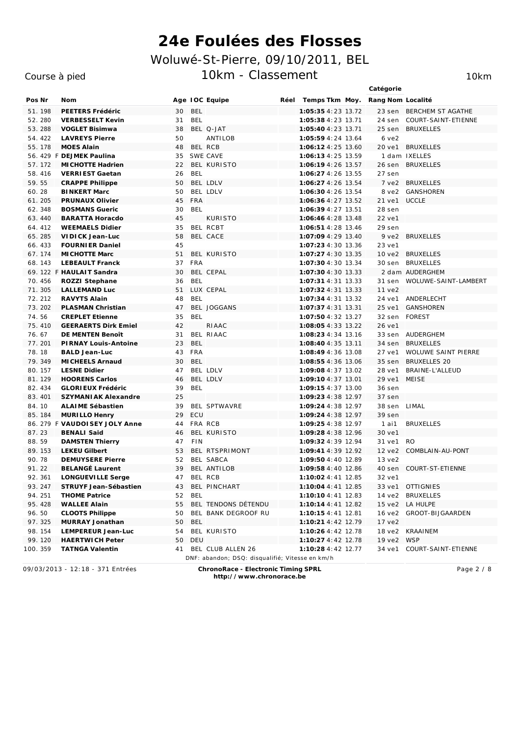# 24e Foulées des Flosses

## Woluwé-St-Pierre, 09/10/2011, BEL

Course à pied

## 10km - Classement

10km

| Pos | Nr | | Nom | Age | IOC | Equipe | Réel | Temps | Tkm | Moy. | Catégorie Rang | Nom | Localité |
|---|---|---|---|---|---|---|---|---|---|---|---|---|---|
| 51. | 198 | | **PEETERS Frédéric** | 30 | BEL | | | **1:05:35** | 4:23 | 13.72 | 23 | sen | BERCHEM ST AGATHE |
| 52. | 280 | | **VERBESSELT Kevin** | 31 | BEL | | | **1:05:38** | 4:23 | 13.71 | 24 | sen | COURT-SAINT-ETIENNE |
| 53. | 288 | | **VOGLET Bisimwa** | 38 | BEL | Q-JAT | | **1:05:40** | 4:23 | 13.71 | 25 | sen | BRUXELLES |
| 54. | 422 | | **LAVREYS Pierre** | 50 | | ANTILOB | | **1:05:59** | 4:24 | 13.64 | 6 | ve2 | |
| 55. | 178 | | **MOES Alain** | 48 | BEL | RCB | | **1:06:12** | 4:25 | 13.60 | 20 | ve1 | BRUXELLES |
| 56. | 429 | F | **DEJMEK Paulina** | 35 | SWE | CAVE | | **1:06:13** | 4:25 | 13.59 | 1 | dam | IXELLES |
| 57. | 172 | | **MICHOTTE Hadrien** | 22 | BEL | KURISTO | | **1:06:19** | 4:26 | 13.57 | 26 | sen | BRUXELLES |
| 58. | 416 | | **VERRIEST Gaetan** | 26 | BEL | | | **1:06:27** | 4:26 | 13.55 | 27 | sen | |
| 59. | 55 | | **CRAPPE Philippe** | 50 | BEL | LDLV | | **1:06:27** | 4:26 | 13.54 | 7 | ve2 | BRUXELLES |
| 60. | 28 | | **BINKERT Marc** | 50 | BEL | LDLV | | **1:06:30** | 4:26 | 13.54 | 8 | ve2 | GANSHOREN |
| 61. | 205 | | **PRUNAUX Olivier** | 45 | FRA | | | **1:06:36** | 4:27 | 13.52 | 21 | ve1 | UCCLE |
| 62. | 348 | | **BOSMANS Gueric** | 30 | BEL | | | **1:06:39** | 4:27 | 13.51 | 28 | sen | |
| 63. | 440 | | **BARATTA Horacdo** | 45 | | KURISTO | | **1:06:46** | 4:28 | 13.48 | 22 | ve1 | |
| 64. | 412 | | **WEEMAELS Didier** | 35 | BEL | RCBT | | **1:06:51** | 4:28 | 13.46 | 29 | sen | |
| 65. | 285 | | **VIDICK Jean-Luc** | 58 | BEL | CACE | | **1:07:09** | 4:29 | 13.40 | 9 | ve2 | BRUXELLES |
| 66. | 433 | | **FOURNIER Daniel** | 45 | | | | **1:07:23** | 4:30 | 13.36 | 23 | ve1 | |
| 67. | 174 | | **MICHOTTE Marc** | 51 | BEL | KURISTO | | **1:07:27** | 4:30 | 13.35 | 10 | ve2 | BRUXELLES |
| 68. | 143 | | **LEBEAULT Franck** | 37 | FRA | | | **1:07:30** | 4:30 | 13.34 | 30 | sen | BRUXELLES |
| 69. | 122 | F | **HAULAIT Sandra** | 30 | BEL | CEPAL | | **1:07:30** | 4:30 | 13.33 | 2 | dam | AUDERGHEM |
| 70. | 456 | | **ROZZI Stephane** | 36 | BEL | | | **1:07:31** | 4:31 | 13.33 | 31 | sen | WOLUWE-SAINT-LAMBERT |
| 71. | 305 | | **LALLEMAND Luc** | 51 | LUX | CEPAL | | **1:07:32** | 4:31 | 13.33 | 11 | ve2 | |
| 72. | 212 | | **RAVYTS Alain** | 48 | BEL | | | **1:07:34** | 4:31 | 13.32 | 24 | ve1 | ANDERLECHT |
| 73. | 202 | | **PLASMAN Christian** | 47 | BEL | JOGGANS | | **1:07:37** | 4:31 | 13.31 | 25 | ve1 | GANSHOREN |
| 74. | 56 | | **CREPLET Etienne** | 35 | BEL | | | **1:07:50** | 4:32 | 13.27 | 32 | sen | FOREST |
| 75. | 410 | | **GEERAERTS Dirk Emiel** | 42 | | RIAAC | | **1:08:05** | 4:33 | 13.22 | 26 | ve1 | |
| 76. | 67 | | **DE MENTEN Benoît** | 31 | BEL | RIAAC | | **1:08:23** | 4:34 | 13.16 | 33 | sen | AUDERGHEM |
| 77. | 201 | | **PIRNAY Louis-Antoine** | 23 | BEL | | | **1:08:40** | 4:35 | 13.11 | 34 | sen | BRUXELLES |
| 78. | 18 | | **BALD Jean-Luc** | 43 | FRA | | | **1:08:49** | 4:36 | 13.08 | 27 | ve1 | WOLUWE SAINT PIERRE |
| 79. | 349 | | **MICHEELS Arnaud** | 30 | BEL | | | **1:08:55** | 4:36 | 13.06 | 35 | sen | BRUXELLES 20 |
| 80. | 157 | | **LESNE Didier** | 47 | BEL | LDLV | | **1:09:08** | 4:37 | 13.02 | 28 | ve1 | BRAINE-L'ALLEUD |
| 81. | 129 | | **HOORENS Carlos** | 46 | BEL | LDLV | | **1:09:10** | 4:37 | 13.01 | 29 | ve1 | MEISE |
| 82. | 434 | | **GLORIEUX Frédéric** | 39 | BEL | | | **1:09:15** | 4:37 | 13.00 | 36 | sen | |
| 83. | 401 | | **SZYMANIAK Alexandre** | 25 | | | | **1:09:23** | 4:38 | 12.97 | 37 | sen | |
| 84. | 10 | | **ALAIME Sébastien** | 39 | BEL | SPTWAVRE | | **1:09:24** | 4:38 | 12.97 | 38 | sen | LIMAL |
| 85. | 184 | | **MURILLO Henry** | 29 | ECU | | | **1:09:24** | 4:38 | 12.97 | 39 | sen | |
| 86. | 279 | F | **VAUDOISEY JOLY Anne** | 44 | FRA | RCB | | **1:09:25** | 4:38 | 12.97 | 1 | ai1 | BRUXELLES |
| 87. | 23 | | **BENALI Said** | 46 | BEL | KURISTO | | **1:09:28** | 4:38 | 12.96 | 30 | ve1 | |
| 88. | 59 | | **DAMSTEN Thierry** | 47 | FIN | | | **1:09:32** | 4:39 | 12.94 | 31 | ve1 | RO |
| 89. | 153 | | **LEKEU Gilbert** | 53 | BEL | RTSPRIMONT | | **1:09:41** | 4:39 | 12.92 | 12 | ve2 | COMBLAIN-AU-PONT |
| 90. | 78 | | **DEMUYSERE Pierre** | 52 | BEL | SABCA | | **1:09:50** | 4:40 | 12.89 | 13 | ve2 | |
| 91. | 22 | | **BELANGÉ Laurent** | 39 | BEL | ANTILOB | | **1:09:58** | 4:40 | 12.86 | 40 | sen | COURT-ST-ETIENNE |
| 92. | 361 | | **LONGUEVILLE Serge** | 47 | BEL | RCB | | **1:10:02** | 4:41 | 12.85 | 32 | ve1 | |
| 93. | 247 | | **STRUYF Jean-Sébastien** | 43 | BEL | PINCHART | | **1:10:04** | 4:41 | 12.85 | 33 | ve1 | OTTIGNIES |
| 94. | 251 | | **THOME Patrice** | 52 | BEL | | | **1:10:10** | 4:41 | 12.83 | 14 | ve2 | BRUXELLES |
| 95. | 428 | | **WALLEE Alain** | 55 | BEL | TENDONS DÉTENDU | | **1:10:14** | 4:41 | 12.82 | 15 | ve2 | LA HULPE |
| 96. | 50 | | **CLOOTS Philippe** | 50 | BEL | BANK DEGROOF RU | | **1:10:15** | 4:41 | 12.81 | 16 | ve2 | GROOT-BIJGAARDEN |
| 97. | 325 | | **MURRAY Jonathan** | 50 | BEL | | | **1:10:21** | 4:42 | 12.79 | 17 | ve2 | |
| 98. | 154 | | **LEMPEREUR Jean-Luc** | 54 | BEL | KURISTO | | **1:10:26** | 4:42 | 12.78 | 18 | ve2 | KRAAINEM |
| 99. | 120 | | **HAERTWICH Peter** | 50 | DEU | | | **1:10:27** | 4:42 | 12.78 | 19 | ve2 | WSP |
| 100. | 359 | | **TATNGA Valentin** | 41 | BEL | CLUB ALLEN 26 | | **1:10:28** | 4:42 | 12.77 | 34 | ve1 | COURT-SAINT-ETIENNE |

DNF: abandon; DSQ: disqualifié; Vitesse en km/h

09/03/2013 - 12:18 - 371 Entrées

**ChronoRace - Electronic Timing SPRL**
**http://www.chronorace.be**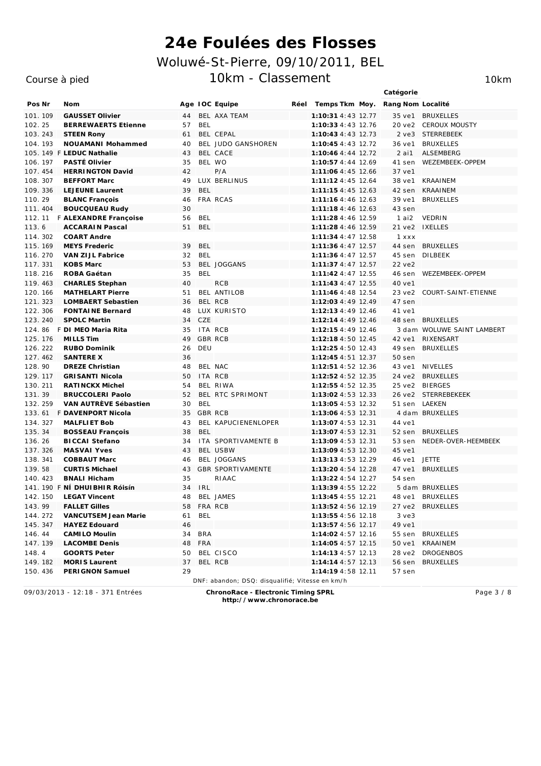# 24e Foulées des Flosses

## Woluwé-St-Pierre, 09/10/2011, BEL

Course à pied

## 10km - Classement

10km

| Pos | Nr | | Nom | Age | IOC | Equipe | Réel | Temps | Tkm | Moy. | Catégorie Rang | Catégorie Nom | Localité |
|---|---|---|---|---|---|---|---|---|---|---|---|---|---|
| 101. | 109 | | **GAUSSET Olivier** | 44 | BEL | AXA TEAM | | **1:10:31** | 4:43 | 12.77 | 35 | ve1 | BRUXELLES |
| 102. | 25 | | **BERREWAERTS Etienne** | 57 | BEL | | | **1:10:33** | 4:43 | 12.76 | 20 | ve2 | CEROUX MOUSTY |
| 103. | 243 | | **STEEN Rony** | 61 | BEL | CEPAL | | **1:10:43** | 4:43 | 12.73 | 2 | ve3 | STERREBEEK |
| 104. | 193 | | **NOUAMANI Mohammed** | 40 | BEL | JUDO GANSHOREN | | **1:10:45** | 4:43 | 12.72 | 36 | ve1 | BRUXELLES |
| 105. | 149 | F | **LEDUC Nathalie** | 43 | BEL | CACE | | **1:10:46** | 4:44 | 12.72 | 2 | ai1 | ALSEMBERG |
| 106. | 197 | | **PASTÉ Olivier** | 35 | BEL | WO | | **1:10:57** | 4:44 | 12.69 | 41 | sen | WEZEMBEEK-OPPEM |
| 107. | 454 | | **HERRINGTON David** | 42 | | P/A | | **1:11:06** | 4:45 | 12.66 | 37 | ve1 | |
| 108. | 307 | | **BEFFORT Marc** | 49 | LUX | BERLINUS | | **1:11:12** | 4:45 | 12.64 | 38 | ve1 | KRAAINEM |
| 109. | 336 | | **LEJEUNE Laurent** | 39 | BEL | | | **1:11:15** | 4:45 | 12.63 | 42 | sen | KRAAINEM |
| 110. | 29 | | **BLANC François** | 46 | FRA | RCAS | | **1:11:16** | 4:46 | 12.63 | 39 | ve1 | BRUXELLES |
| 111. | 404 | | **BOUCQUEAU Rudy** | 30 | | | | **1:11:18** | 4:46 | 12.63 | 43 | sen | |
| 112. | 11 | F | **ALEXANDRE Françoise** | 56 | BEL | | | **1:11:28** | 4:46 | 12.59 | 1 | ai2 | VEDRIN |
| 113. | 6 | | **ACCARAIN Pascal** | 51 | BEL | | | **1:11:28** | 4:46 | 12.59 | 21 | ve2 | IXELLES |
| 114. | 302 | | **COART Andre** | | | | | **1:11:34** | 4:47 | 12.58 | 1 | xxx | |
| 115. | 169 | | **MEYS Frederic** | 39 | BEL | | | **1:11:36** | 4:47 | 12.57 | 44 | sen | BRUXELLES |
| 116. | 270 | | **VAN ZIJL Fabrice** | 32 | BEL | | | **1:11:36** | 4:47 | 12.57 | 45 | sen | DILBEEK |
| 117. | 331 | | **KOBS Marc** | 53 | BEL | JOGGANS | | **1:11:37** | 4:47 | 12.57 | 22 | ve2 | |
| 118. | 216 | | **ROBA Gaétan** | 35 | BEL | | | **1:11:42** | 4:47 | 12.55 | 46 | sen | WEZEMBEEK-OPPEM |
| 119. | 463 | | **CHARLES Stephan** | 40 | | RCB | | **1:11:43** | 4:47 | 12.55 | 40 | ve1 | |
| 120. | 166 | | **MATHELART Pierre** | 51 | BEL | ANTILOB | | **1:11:46** | 4:48 | 12.54 | 23 | ve2 | COURT-SAINT-ETIENNE |
| 121. | 323 | | **LOMBAERT Sebastien** | 36 | BEL | RCB | | **1:12:03** | 4:49 | 12.49 | 47 | sen | |
| 122. | 306 | | **FONTAINE Bernard** | 48 | LUX | KURISTO | | **1:12:13** | 4:49 | 12.46 | 41 | ve1 | |
| 123. | 240 | | **SPOLC Martin** | 34 | CZE | | | **1:12:14** | 4:49 | 12.46 | 48 | sen | BRUXELLES |
| 124. | 86 | F | **DI MEO Maria Rita** | 35 | ITA | RCB | | **1:12:15** | 4:49 | 12.46 | 3 | dam | WOLUWE SAINT LAMBERT |
| 125. | 176 | | **MILLS Tim** | 49 | GBR | RCB | | **1:12:18** | 4:50 | 12.45 | 42 | ve1 | RIXENSART |
| 126. | 222 | | **RUBO Dominik** | 26 | DEU | | | **1:12:25** | 4:50 | 12.43 | 49 | sen | BRUXELLES |
| 127. | 462 | | **SANTERE X** | 36 | | | | **1:12:45** | 4:51 | 12.37 | 50 | sen | |
| 128. | 90 | | **DREZE Christian** | 48 | BEL | NAC | | **1:12:51** | 4:52 | 12.36 | 43 | ve1 | NIVELLES |
| 129. | 117 | | **GRISANTI Nicola** | 50 | ITA | RCB | | **1:12:52** | 4:52 | 12.35 | 24 | ve2 | BRUXELLES |
| 130. | 211 | | **RATINCKX Michel** | 54 | BEL | RIWA | | **1:12:55** | 4:52 | 12.35 | 25 | ve2 | BIERGES |
| 131. | 39 | | **BRUCCOLERI Paolo** | 52 | BEL | RTC SPRIMONT | | **1:13:02** | 4:53 | 12.33 | 26 | ve2 | STERREBEKEEK |
| 132. | 259 | | **VAN AUTRÈVE Sébastien** | 30 | BEL | | | **1:13:05** | 4:53 | 12.32 | 51 | sen | LAEKEN |
| 133. | 61 | F | **DAVENPORT Nicola** | 35 | GBR | RCB | | **1:13:06** | 4:53 | 12.31 | 4 | dam | BRUXELLES |
| 134. | 327 | | **MALFLIET Bob** | 43 | BEL | KAPUCIENENLOPER | | **1:13:07** | 4:53 | 12.31 | 44 | ve1 | |
| 135. | 34 | | **BOSSEAU François** | 38 | BEL | | | **1:13:07** | 4:53 | 12.31 | 52 | sen | BRUXELLES |
| 136. | 26 | | **BICCAI Stefano** | 34 | ITA | SPORTIVAMENTE B | | **1:13:09** | 4:53 | 12.31 | 53 | sen | NEDER-OVER-HEEMBEEK |
| 137. | 326 | | **MASVAI Yves** | 43 | BEL | USBW | | **1:13:09** | 4:53 | 12.30 | 45 | ve1 | |
| 138. | 341 | | **COBBAUT Marc** | 46 | BEL | JOGGANS | | **1:13:13** | 4:53 | 12.29 | 46 | ve1 | JETTE |
| 139. | 58 | | **CURTIS Michael** | 43 | GBR | SPORTIVAMENTE | | **1:13:20** | 4:54 | 12.28 | 47 | ve1 | BRUXELLES |
| 140. | 423 | | **BNALI Hicham** | 35 | | RIAAC | | **1:13:22** | 4:54 | 12.27 | 54 | sen | |
| 141. | 190 | F | **NÍ DHUIBHIR Róisín** | 34 | IRL | | | **1:13:39** | 4:55 | 12.22 | 5 | dam | BRUXELLES |
| 142. | 150 | | **LEGAT Vincent** | 48 | BEL | JAMES | | **1:13:45** | 4:55 | 12.21 | 48 | ve1 | BRUXELLES |
| 143. | 99 | | **FALLET Gilles** | 58 | FRA | RCB | | **1:13:52** | 4:56 | 12.19 | 27 | ve2 | BRUXELLES |
| 144. | 272 | | **VANCUTSEM Jean Marie** | 61 | BEL | | | **1:13:55** | 4:56 | 12.18 | 3 | ve3 | |
| 145. | 347 | | **HAYEZ Edouard** | 46 | | | | **1:13:57** | 4:56 | 12.17 | 49 | ve1 | |
| 146. | 44 | | **CAMILO Moulin** | 34 | BRA | | | **1:14:02** | 4:57 | 12.16 | 55 | sen | BRUXELLES |
| 147. | 139 | | **LACOMBE Denis** | 48 | FRA | | | **1:14:05** | 4:57 | 12.15 | 50 | ve1 | KRAAINEM |
| 148. | 4 | | **GOORTS Peter** | 50 | BEL | CISCO | | **1:14:13** | 4:57 | 12.13 | 28 | ve2 | DROGENBOS |
| 149. | 182 | | **MORIS Laurent** | 37 | BEL | RCB | | **1:14:14** | 4:57 | 12.13 | 56 | sen | BRUXELLES |
| 150. | 436 | | **PERIGNON Samuel** | 29 | | | | **1:14:19** | 4:58 | 12.11 | 57 | sen | |

DNF: abandon; DSQ: disqualifié; Vitesse en km/h

09/03/2013 - 12:18 - 371 Entrées

**ChronoRace - Electronic Timing SPRL**
**http://www.chronorace.be**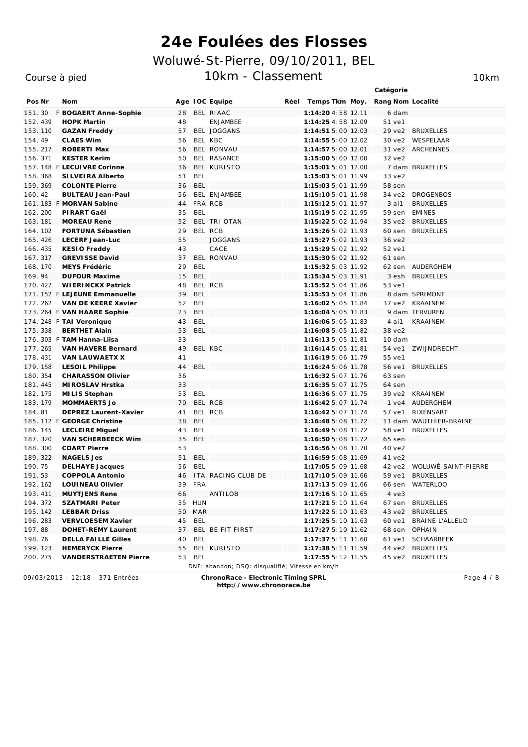# 24e Foulées des Flosses

## Woluwé-St-Pierre, 09/10/2011, BEL

Course à pied

## 10km - Classement

10km

| Pos | Nr | | Nom | Age | IOC | Equipe | Réel | Temps | Tkm | Moy. | Catégorie Rang | Catégorie Nom | Localité |
|---|---|---|---|---|---|---|---|---|---|---|---|---|---|
| 151. | 30 | F | **BOGAERT Anne-Sophie** | 28 | BEL | RIAAC | | **1:14:20** | 4:58 | 12.11 | 6 | dam | |
| 152. | 439 | | **HOPK Martin** | 48 | | ENJAMBEE | | **1:14:25** | 4:58 | 12.09 | 51 | ve1 | |
| 153. | 110 | | **GAZAN Freddy** | 57 | BEL | JOGGANS | | **1:14:51** | 5:00 | 12.03 | 29 | ve2 | BRUXELLES |
| 154. | 49 | | **CLAES Wim** | 56 | BEL | KBC | | **1:14:55** | 5:00 | 12.02 | 30 | ve2 | WESPELAAR |
| 155. | 217 | | **ROBERTI Max** | 56 | BEL | RONVAU | | **1:14:57** | 5:00 | 12.01 | 31 | ve2 | ARCHENNES |
| 156. | 371 | | **KESTER Kerim** | 50 | BEL | RASANCE | | **1:15:00** | 5:00 | 12.00 | 32 | ve2 | |
| 157. | 148 | F | **LECUIVRE Corinne** | 36 | BEL | KURISTO | | **1:15:01** | 5:01 | 12.00 | 7 | dam | BRUXELLES |
| 158. | 368 | | **SILVEIRA Alberto** | 51 | BEL | | | **1:15:03** | 5:01 | 11.99 | 33 | ve2 | |
| 159. | 369 | | **COLONTE Pierre** | 36 | BEL | | | **1:15:03** | 5:01 | 11.99 | 58 | sen | |
| 160. | 42 | | **BULTEAU Jean-Paul** | 56 | BEL | ENJAMBEE | | **1:15:10** | 5:01 | 11.98 | 34 | ve2 | DROGENBOS |
| 161. | 183 | F | **MORVAN Sabine** | 44 | FRA | RCB | | **1:15:12** | 5:01 | 11.97 | 3 | ai1 | BRUXELLES |
| 162. | 200 | | **PIRART Gaël** | 35 | BEL | | | **1:15:19** | 5:02 | 11.95 | 59 | sen | EMINES |
| 163. | 181 | | **MOREAU Rene** | 52 | BEL | TRI OTAN | | **1:15:22** | 5:02 | 11.94 | 35 | ve2 | BRUXELLES |
| 164. | 102 | | **FORTUNA Sébastien** | 29 | BEL | RCB | | **1:15:26** | 5:02 | 11.93 | 60 | sen | BRUXELLES |
| 165. | 426 | | **LECERF Jean-Luc** | 55 | | JOGGANS | | **1:15:27** | 5:02 | 11.93 | 36 | ve2 | |
| 166. | 435 | | **KESIO Freddy** | 43 | | CACE | | **1:15:29** | 5:02 | 11.92 | 52 | ve1 | |
| 167. | 317 | | **GREVISSE David** | 37 | BEL | RONVAU | | **1:15:30** | 5:02 | 11.92 | 61 | sen | |
| 168. | 170 | | **MEYS Frédéric** | 29 | BEL | | | **1:15:32** | 5:03 | 11.92 | 62 | sen | AUDERGHEM |
| 169. | 94 | | **DUFOUR Maxime** | 15 | BEL | | | **1:15:34** | 5:03 | 11.91 | 3 | esh | BRUXELLES |
| 170. | 427 | | **WIERINCKX Patrick** | 48 | BEL | RCB | | **1:15:52** | 5:04 | 11.86 | 53 | ve1 | |
| 171. | 152 | F | **LEJEUNE Emmanuelle** | 39 | BEL | | | **1:15:53** | 5:04 | 11.86 | 8 | dam | SPRIMONT |
| 172. | 262 | | **VAN DE KEERE Xavier** | 52 | BEL | | | **1:16:02** | 5:05 | 11.84 | 37 | ve2 | KRAAINEM |
| 173. | 264 | F | **VAN HAARE Sophie** | 23 | BEL | | | **1:16:04** | 5:05 | 11.83 | 9 | dam | TERVUREN |
| 174. | 248 | F | **TAI Veronique** | 43 | BEL | | | **1:16:06** | 5:05 | 11.83 | 4 | ai1 | KRAAINEM |
| 175. | 338 | | **BERTHET Alain** | 53 | BEL | | | **1:16:08** | 5:05 | 11.82 | 38 | ve2 | |
| 176. | 303 | F | **TAM Hanna-Liisa** | 33 | | | | **1:16:13** | 5:05 | 11.81 | 10 | dam | |
| 177. | 265 | | **VAN HAVERE Bernard** | 49 | BEL | KBC | | **1:16:14** | 5:05 | 11.81 | 54 | ve1 | ZWIJNDRECHT |
| 178. | 431 | | **VAN LAUWAETX X** | 41 | | | | **1:16:19** | 5:06 | 11.79 | 55 | ve1 | |
| 179. | 158 | | **LESOIL Philippe** | 44 | BEL | | | **1:16:24** | 5:06 | 11.78 | 56 | ve1 | BRUXELLES |
| 180. | 354 | | **CHARASSON Olivier** | 36 | | | | **1:16:32** | 5:07 | 11.76 | 63 | sen | |
| 181. | 445 | | **MIROSLAV Hrstka** | 33 | | | | **1:16:35** | 5:07 | 11.75 | 64 | sen | |
| 182. | 175 | | **MILIS Stephan** | 53 | BEL | | | **1:16:36** | 5:07 | 11.75 | 39 | ve2 | KRAAINEM |
| 183. | 179 | | **MOMMAERTS Jo** | 70 | BEL | RCB | | **1:16:42** | 5:07 | 11.74 | 1 | ve4 | AUDERGHEM |
| 184. | 81 | | **DEPREZ Laurent-Xavier** | 41 | BEL | RCB | | **1:16:42** | 5:07 | 11.74 | 57 | ve1 | RIXENSART |
| 185. | 112 | F | **GEORGE Christine** | 38 | BEL | | | **1:16:48** | 5:08 | 11.72 | 11 | dam | WAUTHIER-BRAINE |
| 186. | 145 | | **LECLEIRE Miguel** | 43 | BEL | | | **1:16:49** | 5:08 | 11.72 | 58 | ve1 | BRUXELLES |
| 187. | 320 | | **VAN SCHERBEECK Wim** | 35 | BEL | | | **1:16:50** | 5:08 | 11.72 | 65 | sen | |
| 188. | 300 | | **COART Pierre** | 53 | | | | **1:16:56** | 5:08 | 11.70 | 40 | ve2 | |
| 189. | 322 | | **NAGELS Jes** | 51 | BEL | | | **1:16:59** | 5:08 | 11.69 | 41 | ve2 | |
| 190. | 75 | | **DELHAYE Jacques** | 56 | BEL | | | **1:17:05** | 5:09 | 11.68 | 42 | ve2 | WOLUWÉ-SAINT-PIERRE |
| 191. | 53 | | **COPPOLA Antonio** | 46 | ITA | RACING CLUB DE | | **1:17:10** | 5:09 | 11.66 | 59 | ve1 | BRUXELLES |
| 192. | 162 | | **LOUINEAU Olivier** | 39 | FRA | | | **1:17:13** | 5:09 | 11.66 | 66 | sen | WATERLOO |
| 193. | 411 | | **MUYTJENS Rene** | 66 | | ANTILOB | | **1:17:16** | 5:10 | 11.65 | 4 | ve3 | |
| 194. | 372 | | **SZATMARI Peter** | 35 | HUN | | | **1:17:21** | 5:10 | 11.64 | 67 | sen | BRUXELLES |
| 195. | 142 | | **LEBBAR Driss** | 50 | MAR | | | **1:17:22** | 5:10 | 11.63 | 43 | ve2 | BRUXELLES |
| 196. | 283 | | **VERVLOESEM Xavier** | 45 | BEL | | | **1:17:25** | 5:10 | 11.63 | 60 | ve1 | BRAINE L'ALLEUD |
| 197. | 88 | | **DOHET-REMY Laurent** | 37 | BEL | BE FIT FIRST | | **1:17:27** | 5:10 | 11.62 | 68 | sen | OPHAIN |
| 198. | 76 | | **DELLA FAILLE Gilles** | 40 | BEL | | | **1:17:37** | 5:11 | 11.60 | 61 | ve1 | SCHAARBEEK |
| 199. | 123 | | **HEMERYCK Pierre** | 55 | BEL | KURISTO | | **1:17:38** | 5:11 | 11.59 | 44 | ve2 | BRUXELLES |
| 200. | 275 | | **VANDERSTRAETEN Pierre** | 53 | BEL | | | **1:17:55** | 5:12 | 11.55 | 45 | ve2 | BRUXELLES |

DNF: abandon; DSQ: disqualifié; Vitesse en km/h

09/03/2013 - 12:18 - 371 Entrées

**ChronoRace - Electronic Timing SPRL**
**http://www.chronorace.be**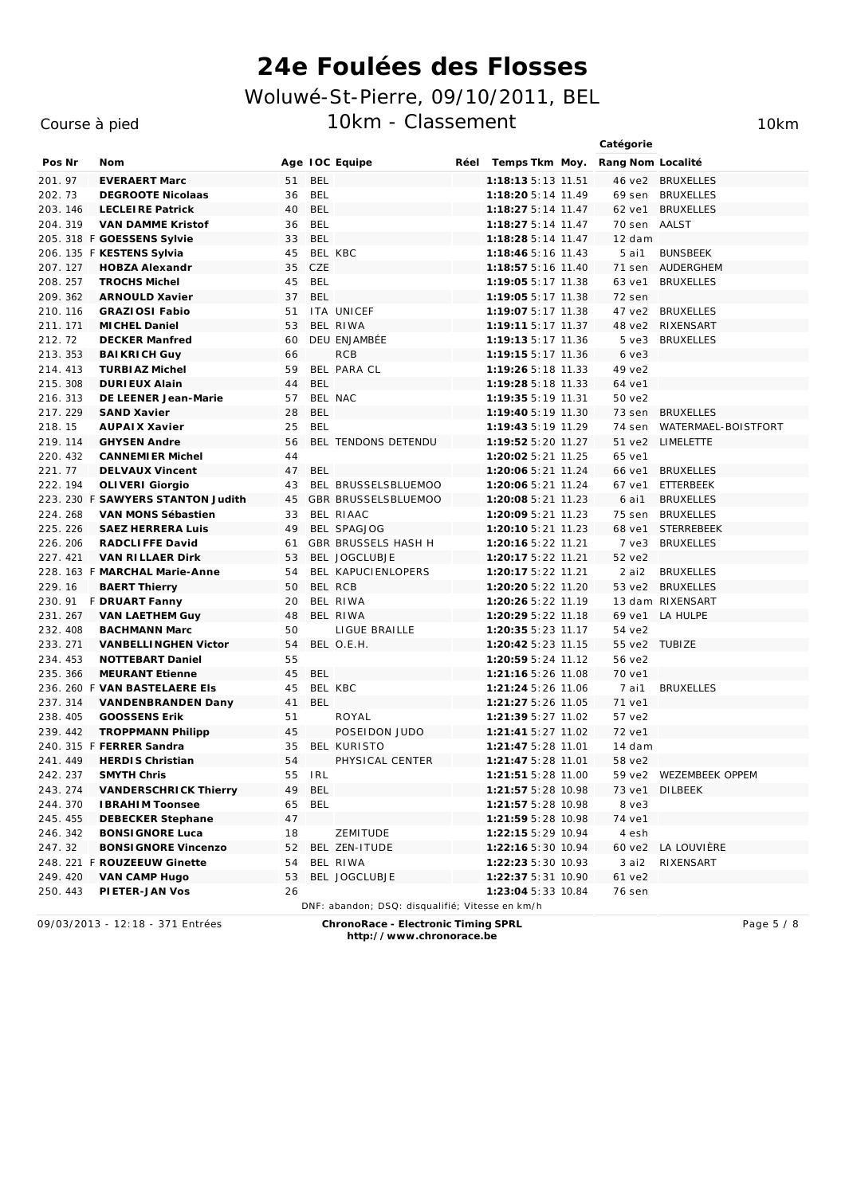# 24e Foulées des Flosses

## Woluwé-St-Pierre, 09/10/2011, BEL

Course à pied — 10km - Classement — 10km

| Pos | Nr | | Nom | Age | IOC | Equipe | Réel | Temps | Tkm | Moy. | Catégorie Rang | Catégorie Nom | Localité |
|---|---|---|---|---|---|---|---|---|---|---|---|---|---|
| 201. | 97 | | **EVERAERT Marc** | 51 | BEL | | | **1:18:13** | 5:13 | 11.51 | 46 | ve2 | BRUXELLES |
| 202. | 73 | | **DEGROOTE Nicolaas** | 36 | BEL | | | **1:18:20** | 5:14 | 11.49 | 69 | sen | BRUXELLES |
| 203. | 146 | | **LECLEIRE Patrick** | 40 | BEL | | | **1:18:27** | 5:14 | 11.47 | 62 | ve1 | BRUXELLES |
| 204. | 319 | | **VAN DAMME Kristof** | 36 | BEL | | | **1:18:27** | 5:14 | 11.47 | 70 | sen | AALST |
| 205. | 318 | F | **GOESSENS Sylvie** | 33 | BEL | | | **1:18:28** | 5:14 | 11.47 | 12 | dam | |
| 206. | 135 | F | **KESTENS Sylvia** | 45 | BEL | KBC | | **1:18:46** | 5:16 | 11.43 | 5 | ai1 | BUNSBEEK |
| 207. | 127 | | **HOBZA Alexandr** | 35 | CZE | | | **1:18:57** | 5:16 | 11.40 | 71 | sen | AUDERGHEM |
| 208. | 257 | | **TROCHS Michel** | 45 | BEL | | | **1:19:05** | 5:17 | 11.38 | 63 | ve1 | BRUXELLES |
| 209. | 362 | | **ARNOULD Xavier** | 37 | BEL | | | **1:19:05** | 5:17 | 11.38 | 72 | sen | |
| 210. | 116 | | **GRAZIOSI Fabio** | 51 | ITA | UNICEF | | **1:19:07** | 5:17 | 11.38 | 47 | ve2 | BRUXELLES |
| 211. | 171 | | **MICHEL Daniel** | 53 | BEL | RIWA | | **1:19:11** | 5:17 | 11.37 | 48 | ve2 | RIXENSART |
| 212. | 72 | | **DECKER Manfred** | 60 | DEU | ENJAMBÉE | | **1:19:13** | 5:17 | 11.36 | 5 | ve3 | BRUXELLES |
| 213. | 353 | | **BAIKRICH Guy** | 66 | | RCB | | **1:19:15** | 5:17 | 11.36 | 6 | ve3 | |
| 214. | 413 | | **TURBIAZ Michel** | 59 | BEL | PARA CL | | **1:19:26** | 5:18 | 11.33 | 49 | ve2 | |
| 215. | 308 | | **DURIEUX Alain** | 44 | BEL | | | **1:19:28** | 5:18 | 11.33 | 64 | ve1 | |
| 216. | 313 | | **DE LEENER Jean-Marie** | 57 | BEL | NAC | | **1:19:35** | 5:19 | 11.31 | 50 | ve2 | |
| 217. | 229 | | **SAND Xavier** | 28 | BEL | | | **1:19:40** | 5:19 | 11.30 | 73 | sen | BRUXELLES |
| 218. | 15 | | **AUPAIX Xavier** | 25 | BEL | | | **1:19:43** | 5:19 | 11.29 | 74 | sen | WATERMAEL-BOISTFORT |
| 219. | 114 | | **GHYSEN Andre** | 56 | BEL | TENDONS DETENDU | | **1:19:52** | 5:20 | 11.27 | 51 | ve2 | LIMELETTE |
| 220. | 432 | | **CANNEMIER Michel** | 44 | | | | **1:20:02** | 5:21 | 11.25 | 65 | ve1 | |
| 221. | 77 | | **DELVAUX Vincent** | 47 | BEL | | | **1:20:06** | 5:21 | 11.24 | 66 | ve1 | BRUXELLES |
| 222. | 194 | | **OLIVERI Giorgio** | 43 | BEL | BRUSSELSBLUEMOO | | **1:20:06** | 5:21 | 11.24 | 67 | ve1 | ETTERBEEK |
| 223. | 230 | F | **SAWYERS STANTON Judith** | 45 | GBR | BRUSSELSBLUEMOO | | **1:20:08** | 5:21 | 11.23 | 6 | ai1 | BRUXELLES |
| 224. | 268 | | **VAN MONS Sébastien** | 33 | BEL | RIAAC | | **1:20:09** | 5:21 | 11.23 | 75 | sen | BRUXELLES |
| 225. | 226 | | **SAEZ HERRERA Luis** | 49 | BEL | SPAGJOG | | **1:20:10** | 5:21 | 11.23 | 68 | ve1 | STERREBEEK |
| 226. | 206 | | **RADCLIFFE David** | 61 | GBR | BRUSSELS HASH H | | **1:20:16** | 5:22 | 11.21 | 7 | ve3 | BRUXELLES |
| 227. | 421 | | **VAN RILLAER Dirk** | 53 | BEL | JOGCLUBJE | | **1:20:17** | 5:22 | 11.21 | 52 | ve2 | |
| 228. | 163 | F | **MARCHAL Marie-Anne** | 54 | BEL | KAPUCIENLOPERS | | **1:20:17** | 5:22 | 11.21 | 2 | ai2 | BRUXELLES |
| 229. | 16 | | **BAERT Thierry** | 50 | BEL | RCB | | **1:20:20** | 5:22 | 11.20 | 53 | ve2 | BRUXELLES |
| 230. | 91 | F | **DRUART Fanny** | 20 | BEL | RIWA | | **1:20:26** | 5:22 | 11.19 | 13 | dam | RIXENSART |
| 231. | 267 | | **VAN LAETHEM Guy** | 48 | BEL | RIWA | | **1:20:29** | 5:22 | 11.18 | 69 | ve1 | LA HULPE |
| 232. | 408 | | **BACHMANN Marc** | 50 | | LIGUE BRAILLE | | **1:20:35** | 5:23 | 11.17 | 54 | ve2 | |
| 233. | 271 | | **VANBELLINGHEN Victor** | 54 | BEL | O.E.H. | | **1:20:42** | 5:23 | 11.15 | 55 | ve2 | TUBIZE |
| 234. | 453 | | **NOTTEBART Daniel** | 55 | | | | **1:20:59** | 5:24 | 11.12 | 56 | ve2 | |
| 235. | 366 | | **MEURANT Etienne** | 45 | BEL | | | **1:21:16** | 5:26 | 11.08 | 70 | ve1 | |
| 236. | 260 | F | **VAN BASTELAERE Els** | 45 | BEL | KBC | | **1:21:24** | 5:26 | 11.06 | 7 | ai1 | BRUXELLES |
| 237. | 314 | | **VANDENBRANDEN Dany** | 41 | BEL | | | **1:21:27** | 5:26 | 11.05 | 71 | ve1 | |
| 238. | 405 | | **GOOSSENS Erik** | 51 | | ROYAL | | **1:21:39** | 5:27 | 11.02 | 57 | ve2 | |
| 239. | 442 | | **TROPPMANN Philipp** | 45 | | POSEIDON JUDO | | **1:21:41** | 5:27 | 11.02 | 72 | ve1 | |
| 240. | 315 | F | **FERRER Sandra** | 35 | BEL | KURISTO | | **1:21:47** | 5:28 | 11.01 | 14 | dam | |
| 241. | 449 | | **HERDIS Christian** | 54 | | PHYSICAL CENTER | | **1:21:47** | 5:28 | 11.01 | 58 | ve2 | |
| 242. | 237 | | **SMYTH Chris** | 55 | IRL | | | **1:21:51** | 5:28 | 11.00 | 59 | ve2 | WEZEMBEEK OPPEM |
| 243. | 274 | | **VANDERSCHRICK Thierry** | 49 | BEL | | | **1:21:57** | 5:28 | 10.98 | 73 | ve1 | DILBEEK |
| 244. | 370 | | **IBRAHIM Toonsee** | 65 | BEL | | | **1:21:57** | 5:28 | 10.98 | 8 | ve3 | |
| 245. | 455 | | **DEBECKER Stephane** | 47 | | | | **1:21:59** | 5:28 | 10.98 | 74 | ve1 | |
| 246. | 342 | | **BONSIGNORE Luca** | 18 | | ZEMITUDE | | **1:22:15** | 5:29 | 10.94 | 4 | esh | |
| 247. | 32 | | **BONSIGNORE Vincenzo** | 52 | BEL | ZEN-ITUDE | | **1:22:16** | 5:30 | 10.94 | 60 | ve2 | LA LOUVIÈRE |
| 248. | 221 | F | **ROUZEEUW Ginette** | 54 | BEL | RIWA | | **1:22:23** | 5:30 | 10.93 | 3 | ai2 | RIXENSART |
| 249. | 420 | | **VAN CAMP Hugo** | 53 | BEL | JOGCLUBJE | | **1:22:37** | 5:31 | 10.90 | 61 | ve2 | |
| 250. | 443 | | **PIETER-JAN Vos** | 26 | | | | **1:23:04** | 5:33 | 10.84 | 76 | sen | |

DNF: abandon; DSQ: disqualifié; Vitesse en km/h

09/03/2013 - 12:18 - 371 Entrées

**ChronoRace - Electronic Timing SPRL**
**http://www.chronorace.be**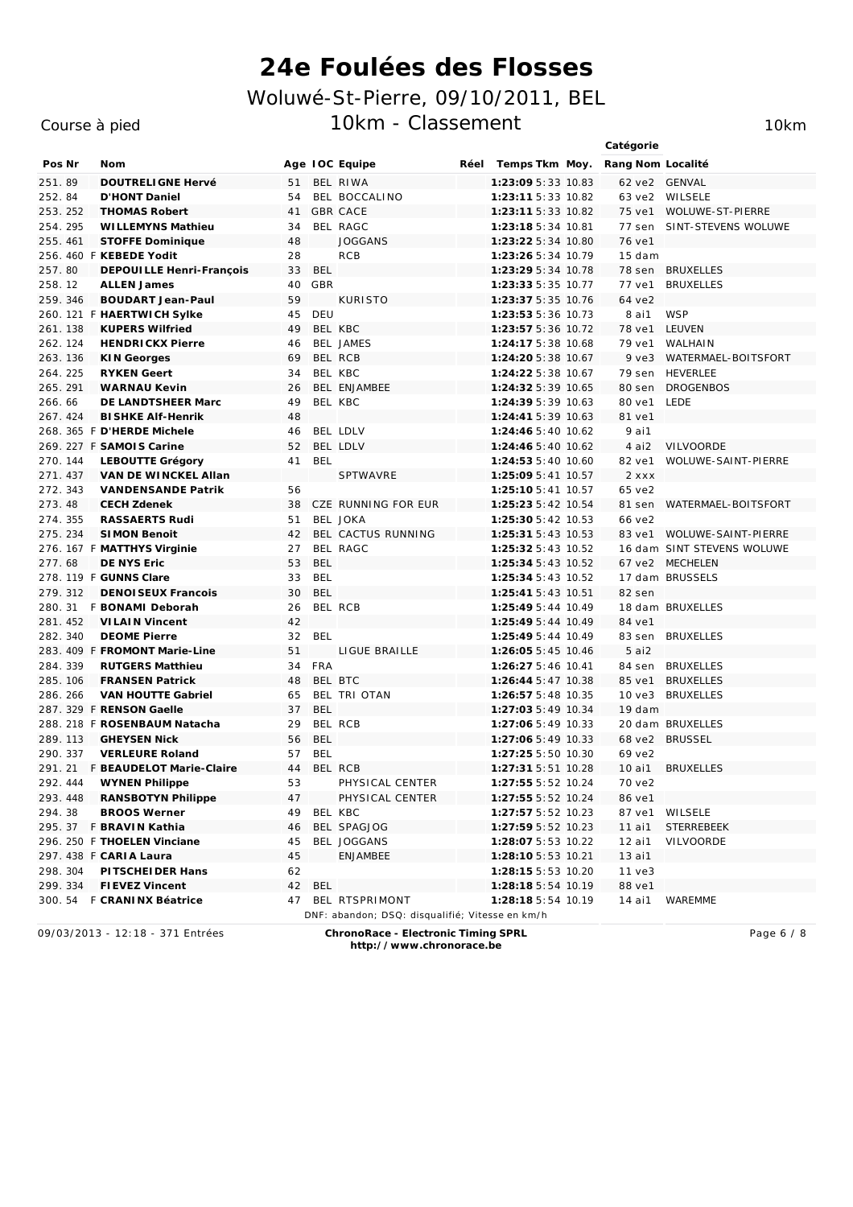# 24e Foulées des Flosses

## Woluwé-St-Pierre, 09/10/2011, BEL

Course à pied

## 10km - Classement

10km

| Pos | Nr | | Nom | Age | IOC | Equipe | Réel | Temps | Tkm | Moy. | Catégorie Rang | Catégorie Nom | Localité |
|---|---|---|---|---|---|---|---|---|---|---|---|---|---|
| 251. | 89 | | **DOUTRELIGNE Hervé** | 51 | BEL | RIWA | | **1:23:09** | 5:33 | 10.83 | 62 | ve2 | GENVAL |
| 252. | 84 | | **D'HONT Daniel** | 54 | BEL | BOCCALINO | | **1:23:11** | 5:33 | 10.82 | 63 | ve2 | WILSELE |
| 253. | 252 | | **THOMAS Robert** | 41 | GBR | CACE | | **1:23:11** | 5:33 | 10.82 | 75 | ve1 | WOLUWE-ST-PIERRE |
| 254. | 295 | | **WILLEMYNS Mathieu** | 34 | BEL | RAGC | | **1:23:18** | 5:33 | 10.81 | 77 | sen | SINT-STEVENS WOLUWE |
| 255. | 461 | | **STOFFE Dominique** | 48 | | JOGGANS | | **1:23:22** | 5:34 | 10.80 | 76 | ve1 | |
| 256. | 460 | F | **KEBEDE Yodit** | 28 | | RCB | | **1:23:26** | 5:34 | 10.79 | 15 | dam | |
| 257. | 80 | | **DEPOUILLE Henri-François** | 33 | BEL | | | **1:23:29** | 5:34 | 10.78 | 78 | sen | BRUXELLES |
| 258. | 12 | | **ALLEN James** | 40 | GBR | | | **1:23:33** | 5:35 | 10.77 | 77 | ve1 | BRUXELLES |
| 259. | 346 | | **BOUDART Jean-Paul** | 59 | | KURISTO | | **1:23:37** | 5:35 | 10.76 | 64 | ve2 | |
| 260. | 121 | F | **HAERTWICH Sylke** | 45 | DEU | | | **1:23:53** | 5:36 | 10.73 | 8 | ai1 | WSP |
| 261. | 138 | | **KUPERS Wilfried** | 49 | BEL | KBC | | **1:23:57** | 5:36 | 10.72 | 78 | ve1 | LEUVEN |
| 262. | 124 | | **HENDRICKX Pierre** | 46 | BEL | JAMES | | **1:24:17** | 5:38 | 10.68 | 79 | ve1 | WALHAIN |
| 263. | 136 | | **KIN Georges** | 69 | BEL | RCB | | **1:24:20** | 5:38 | 10.67 | 9 | ve3 | WATERMAEL-BOITSFORT |
| 264. | 225 | | **RYKEN Geert** | 34 | BEL | KBC | | **1:24:22** | 5:38 | 10.67 | 79 | sen | HEVERLEE |
| 265. | 291 | | **WARNAU Kevin** | 26 | BEL | ENJAMBEE | | **1:24:32** | 5:39 | 10.65 | 80 | sen | DROGENBOS |
| 266. | 66 | | **DE LANDTSHEER Marc** | 49 | BEL | KBC | | **1:24:39** | 5:39 | 10.63 | 80 | ve1 | LEDE |
| 267. | 424 | | **BISHKE Alf-Henrik** | 48 | | | | **1:24:41** | 5:39 | 10.63 | 81 | ve1 | |
| 268. | 365 | F | **D'HERDE Michele** | 46 | BEL | LDLV | | **1:24:46** | 5:40 | 10.62 | 9 | ai1 | |
| 269. | 227 | F | **SAMOIS Carine** | 52 | BEL | LDLV | | **1:24:46** | 5:40 | 10.62 | 4 | ai2 | VILVOORDE |
| 270. | 144 | | **LEBOUTTE Grégory** | 41 | BEL | | | **1:24:53** | 5:40 | 10.60 | 82 | ve1 | WOLUWE-SAINT-PIERRE |
| 271. | 437 | | **VAN DE WINCKEL Allan** | | | SPTWAVRE | | **1:25:09** | 5:41 | 10.57 | 2 | xxx | |
| 272. | 343 | | **VANDENSANDE Patrik** | 56 | | | | **1:25:10** | 5:41 | 10.57 | 65 | ve2 | |
| 273. | 48 | | **CECH Zdenek** | 38 | CZE | RUNNING FOR EUR | | **1:25:23** | 5:42 | 10.54 | 81 | sen | WATERMAEL-BOITSFORT |
| 274. | 355 | | **RASSAERTS Rudi** | 51 | BEL | JOKA | | **1:25:30** | 5:42 | 10.53 | 66 | ve2 | |
| 275. | 234 | | **SIMON Benoit** | 42 | BEL | CACTUS RUNNING | | **1:25:31** | 5:43 | 10.53 | 83 | ve1 | WOLUWE-SAINT-PIERRE |
| 276. | 167 | F | **MATTHYS Virginie** | 27 | BEL | RAGC | | **1:25:32** | 5:43 | 10.52 | 16 | dam | SINT STEVENS WOLUWE |
| 277. | 68 | | **DE NYS Eric** | 53 | BEL | | | **1:25:34** | 5:43 | 10.52 | 67 | ve2 | MECHELEN |
| 278. | 119 | F | **GUNNS Clare** | 33 | BEL | | | **1:25:34** | 5:43 | 10.52 | 17 | dam | BRUSSELS |
| 279. | 312 | | **DENOISEUX Francois** | 30 | BEL | | | **1:25:41** | 5:43 | 10.51 | 82 | sen | |
| 280. | 31 | F | **BONAMI Deborah** | 26 | BEL | RCB | | **1:25:49** | 5:44 | 10.49 | 18 | dam | BRUXELLES |
| 281. | 452 | | **VILAIN Vincent** | 42 | | | | **1:25:49** | 5:44 | 10.49 | 84 | ve1 | |
| 282. | 340 | | **DEOME Pierre** | 32 | BEL | | | **1:25:49** | 5:44 | 10.49 | 83 | sen | BRUXELLES |
| 283. | 409 | F | **FROMONT Marie-Line** | 51 | | LIGUE BRAILLE | | **1:26:05** | 5:45 | 10.46 | 5 | ai2 | |
| 284. | 339 | | **RUTGERS Matthieu** | 34 | FRA | | | **1:26:27** | 5:46 | 10.41 | 84 | sen | BRUXELLES |
| 285. | 106 | | **FRANSEN Patrick** | 48 | BEL | BTC | | **1:26:44** | 5:47 | 10.38 | 85 | ve1 | BRUXELLES |
| 286. | 266 | | **VAN HOUTTE Gabriel** | 65 | BEL | TRI OTAN | | **1:26:57** | 5:48 | 10.35 | 10 | ve3 | BRUXELLES |
| 287. | 329 | F | **RENSON Gaelle** | 37 | BEL | | | **1:27:03** | 5:49 | 10.34 | 19 | dam | |
| 288. | 218 | F | **ROSENBAUM Natacha** | 29 | BEL | RCB | | **1:27:06** | 5:49 | 10.33 | 20 | dam | BRUXELLES |
| 289. | 113 | | **GHEYSEN Nick** | 56 | BEL | | | **1:27:06** | 5:49 | 10.33 | 68 | ve2 | BRUSSEL |
| 290. | 337 | | **VERLEURE Roland** | 57 | BEL | | | **1:27:25** | 5:50 | 10.30 | 69 | ve2 | |
| 291. | 21 | F | **BEAUDELOT Marie-Claire** | 44 | BEL | RCB | | **1:27:31** | 5:51 | 10.28 | 10 | ai1 | BRUXELLES |
| 292. | 444 | | **WYNEN Philippe** | 53 | | PHYSICAL CENTER | | **1:27:55** | 5:52 | 10.24 | 70 | ve2 | |
| 293. | 448 | | **RANSBOTYN Philippe** | 47 | | PHYSICAL CENTER | | **1:27:55** | 5:52 | 10.24 | 86 | ve1 | |
| 294. | 38 | | **BROOS Werner** | 49 | BEL | KBC | | **1:27:57** | 5:52 | 10.23 | 87 | ve1 | WILSELE |
| 295. | 37 | F | **BRAVIN Kathia** | 46 | BEL | SPAGJOG | | **1:27:59** | 5:52 | 10.23 | 11 | ai1 | STERREBEEK |
| 296. | 250 | F | **THOELEN Vinciane** | 45 | BEL | JOGGANS | | **1:28:07** | 5:53 | 10.22 | 12 | ai1 | VILVOORDE |
| 297. | 438 | F | **CARIA Laura** | 45 | | ENJAMBEE | | **1:28:10** | 5:53 | 10.21 | 13 | ai1 | |
| 298. | 304 | | **PITSCHEIDER Hans** | 62 | | | | **1:28:15** | 5:53 | 10.20 | 11 | ve3 | |
| 299. | 334 | | **FIEVEZ Vincent** | 42 | BEL | | | **1:28:18** | 5:54 | 10.19 | 88 | ve1 | |
| 300. | 54 | F | **CRANINX Béatrice** | 47 | BEL | RTSPRIMONT | | **1:28:18** | 5:54 | 10.19 | 14 | ai1 | WAREMME |

*DNF: abandon; DSQ: disqualifié; Vitesse en km/h*

09/03/2013 - 12:18 - 371 Entrées

**ChronoRace - Electronic Timing SPRL**
**http://www.chronorace.be**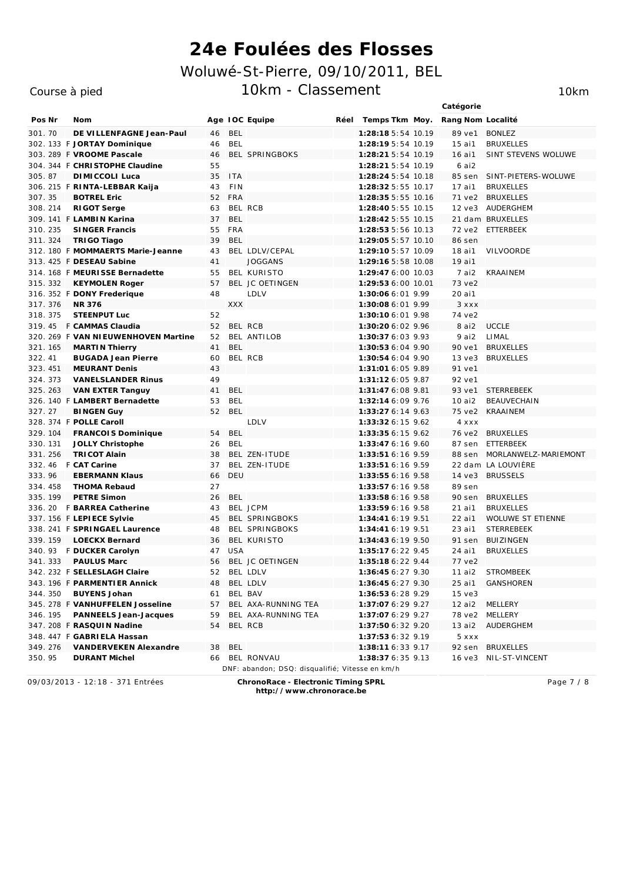# 24e Foulées des Flosses

## Woluwé-St-Pierre, 09/10/2011, BEL

Course à pied

## 10km - Classement

10km

| Pos | Nr | | Nom | Age | IOC | Equipe | Réel | Temps | Tkm | Moy. | Catégorie Rang | Catégorie Nom | Localité |
|---|---|---|---|---|---|---|---|---|---|---|---|---|---|
| 301. | 70 | | **DE VILLENFAGNE Jean-Paul** | 46 | BEL | | | **1:28:18** | 5:54 | 10.19 | 89 | ve1 | BONLEZ |
| 302. | 133 | F | **JORTAY Dominique** | 46 | BEL | | | **1:28:19** | 5:54 | 10.19 | 15 | ai1 | BRUXELLES |
| 303. | 289 | F | **VROOME Pascale** | 46 | BEL | SPRINGBOKS | | **1:28:21** | 5:54 | 10.19 | 16 | ai1 | SINT STEVENS WOLUWE |
| 304. | 344 | F | **CHRISTOPHE Claudine** | 55 | | | | **1:28:21** | 5:54 | 10.19 | 6 | ai2 | |
| 305. | 87 | | **DIMICCOLI Luca** | 35 | ITA | | | **1:28:24** | 5:54 | 10.18 | 85 | sen | SINT-PIETERS-WOLUWE |
| 306. | 215 | F | **RINTA-LEBBAR Kaija** | 43 | FIN | | | **1:28:32** | 5:55 | 10.17 | 17 | ai1 | BRUXELLES |
| 307. | 35 | | **BOTREL Eric** | 52 | FRA | | | **1:28:35** | 5:55 | 10.16 | 71 | ve2 | BRUXELLES |
| 308. | 214 | | **RIGOT Serge** | 63 | BEL | RCB | | **1:28:40** | 5:55 | 10.15 | 12 | ve3 | AUDERGHEM |
| 309. | 141 | F | **LAMBIN Karina** | 37 | BEL | | | **1:28:42** | 5:55 | 10.15 | 21 | dam | BRUXELLES |
| 310. | 235 | | **SINGER Francis** | 55 | FRA | | | **1:28:53** | 5:56 | 10.13 | 72 | ve2 | ETTERBEEK |
| 311. | 324 | | **TRIGO Tiago** | 39 | BEL | | | **1:29:05** | 5:57 | 10.10 | 86 | sen | |
| 312. | 180 | F | **MOMMAERTS Marie-Jeanne** | 43 | BEL | LDLV/CEPAL | | **1:29:10** | 5:57 | 10.09 | 18 | ai1 | VILVOORDE |
| 313. | 425 | F | **DESEAU Sabine** | 41 | | JOGGANS | | **1:29:16** | 5:58 | 10.08 | 19 | ai1 | |
| 314. | 168 | F | **MEURISSE Bernadette** | 55 | BEL | KURISTO | | **1:29:47** | 6:00 | 10.03 | 7 | ai2 | KRAAINEM |
| 315. | 332 | | **KEYMOLEN Roger** | 57 | BEL | JC OETINGEN | | **1:29:53** | 6:00 | 10.01 | 73 | ve2 | |
| 316. | 352 | F | **DONY Frederique** | 48 | | LDLV | | **1:30:06** | 6:01 | 9.99 | 20 | ai1 | |
| 317. | 376 | | **NR 376** | | XXX | | | **1:30:08** | 6:01 | 9.99 | 3 | xxx | |
| 318. | 375 | | **STEENPUT Luc** | 52 | | | | **1:30:10** | 6:01 | 9.98 | 74 | ve2 | |
| 319. | 45 | F | **CAMMAS Claudia** | 52 | BEL | RCB | | **1:30:20** | 6:02 | 9.96 | 8 | ai2 | UCCLE |
| 320. | 269 | F | **VAN NIEUWENHOVEN Martine** | 52 | BEL | ANTILOB | | **1:30:37** | 6:03 | 9.93 | 9 | ai2 | LIMAL |
| 321. | 165 | | **MARTIN Thierry** | 41 | BEL | | | **1:30:53** | 6:04 | 9.90 | 90 | ve1 | BRUXELLES |
| 322. | 41 | | **BUGADA Jean Pierre** | 60 | BEL | RCB | | **1:30:54** | 6:04 | 9.90 | 13 | ve3 | BRUXELLES |
| 323. | 451 | | **MEURANT Denis** | 43 | | | | **1:31:01** | 6:05 | 9.89 | 91 | ve1 | |
| 324. | 373 | | **VANELSLANDER Rinus** | 49 | | | | **1:31:12** | 6:05 | 9.87 | 92 | ve1 | |
| 325. | 263 | | **VAN EXTER Tanguy** | 41 | BEL | | | **1:31:47** | 6:08 | 9.81 | 93 | ve1 | STERREBEEK |
| 326. | 140 | F | **LAMBERT Bernadette** | 53 | BEL | | | **1:32:14** | 6:09 | 9.76 | 10 | ai2 | BEAUVECHAIN |
| 327. | 27 | | **BINGEN Guy** | 52 | BEL | | | **1:33:27** | 6:14 | 9.63 | 75 | ve2 | KRAAINEM |
| 328. | 374 | F | **POLLE Caroll** | | | LDLV | | **1:33:32** | 6:15 | 9.62 | 4 | xxx | |
| 329. | 104 | | **FRANCOIS Dominique** | 54 | BEL | | | **1:33:35** | 6:15 | 9.62 | 76 | ve2 | BRUXELLES |
| 330. | 131 | | **JOLLY Christophe** | 26 | BEL | | | **1:33:47** | 6:16 | 9.60 | 87 | sen | ETTERBEEK |
| 331. | 256 | | **TRICOT Alain** | 38 | BEL | ZEN-ITUDE | | **1:33:51** | 6:16 | 9.59 | 88 | sen | MORLANWELZ-MARIEMONT |
| 332. | 46 | F | **CAT Carine** | 37 | BEL | ZEN-ITUDE | | **1:33:51** | 6:16 | 9.59 | 22 | dam | LA LOUVIÈRE |
| 333. | 96 | | **EBERMANN Klaus** | 66 | DEU | | | **1:33:55** | 6:16 | 9.58 | 14 | ve3 | BRUSSELS |
| 334. | 458 | | **THOMA Rebaud** | 27 | | | | **1:33:57** | 6:16 | 9.58 | 89 | sen | |
| 335. | 199 | | **PETRE Simon** | 26 | BEL | | | **1:33:58** | 6:16 | 9.58 | 90 | sen | BRUXELLES |
| 336. | 20 | F | **BARREA Catherine** | 43 | BEL | JCPM | | **1:33:59** | 6:16 | 9.58 | 21 | ai1 | BRUXELLES |
| 337. | 156 | F | **LEPIECE Sylvie** | 45 | BEL | SPRINGBOKS | | **1:34:41** | 6:19 | 9.51 | 22 | ai1 | WOLUWE ST ETIENNE |
| 338. | 241 | F | **SPRINGAEL Laurence** | 48 | BEL | SPRINGBOKS | | **1:34:41** | 6:19 | 9.51 | 23 | ai1 | STERREBEEK |
| 339. | 159 | | **LOECKX Bernard** | 36 | BEL | KURISTO | | **1:34:43** | 6:19 | 9.50 | 91 | sen | BUIZINGEN |
| 340. | 93 | F | **DUCKER Carolyn** | 47 | USA | | | **1:35:17** | 6:22 | 9.45 | 24 | ai1 | BRUXELLES |
| 341. | 333 | | **PAULUS Marc** | 56 | BEL | JC OETINGEN | | **1:35:18** | 6:22 | 9.44 | 77 | ve2 | |
| 342. | 232 | F | **SELLESLAGH Claire** | 52 | BEL | LDLV | | **1:36:45** | 6:27 | 9.30 | 11 | ai2 | STROMBEEK |
| 343. | 196 | F | **PARMENTIER Annick** | 48 | BEL | LDLV | | **1:36:45** | 6:27 | 9.30 | 25 | ai1 | GANSHOREN |
| 344. | 350 | | **BUYENS Johan** | 61 | BEL | BAV | | **1:36:53** | 6:28 | 9.29 | 15 | ve3 | |
| 345. | 278 | F | **VANHUFFELEN Josseline** | 57 | BEL | AXA-RUNNING TEA | | **1:37:07** | 6:29 | 9.27 | 12 | ai2 | MELLERY |
| 346. | 195 | | **PANNEELS Jean-Jacques** | 59 | BEL | AXA-RUNNING TEA | | **1:37:07** | 6:29 | 9.27 | 78 | ve2 | MELLERY |
| 347. | 208 | F | **RASQUIN Nadine** | 54 | BEL | RCB | | **1:37:50** | 6:32 | 9.20 | 13 | ai2 | AUDERGHEM |
| 348. | 447 | F | **GABRIELA Hassan** | | | | | **1:37:53** | 6:32 | 9.19 | 5 | xxx | |
| 349. | 276 | | **VANDERVEKEN Alexandre** | 38 | BEL | | | **1:38:11** | 6:33 | 9.17 | 92 | sen | BRUXELLES |
| 350. | 95 | | **DURANT Michel** | 66 | BEL | RONVAU | | **1:38:37** | 6:35 | 9.13 | 16 | ve3 | NIL-ST-VINCENT |

DNF: abandon; DSQ: disqualifié; Vitesse en km/h

09/03/2013 - 12:18 - 371 Entrées

**ChronoRace - Electronic Timing SPRL**
**http://www.chronorace.be**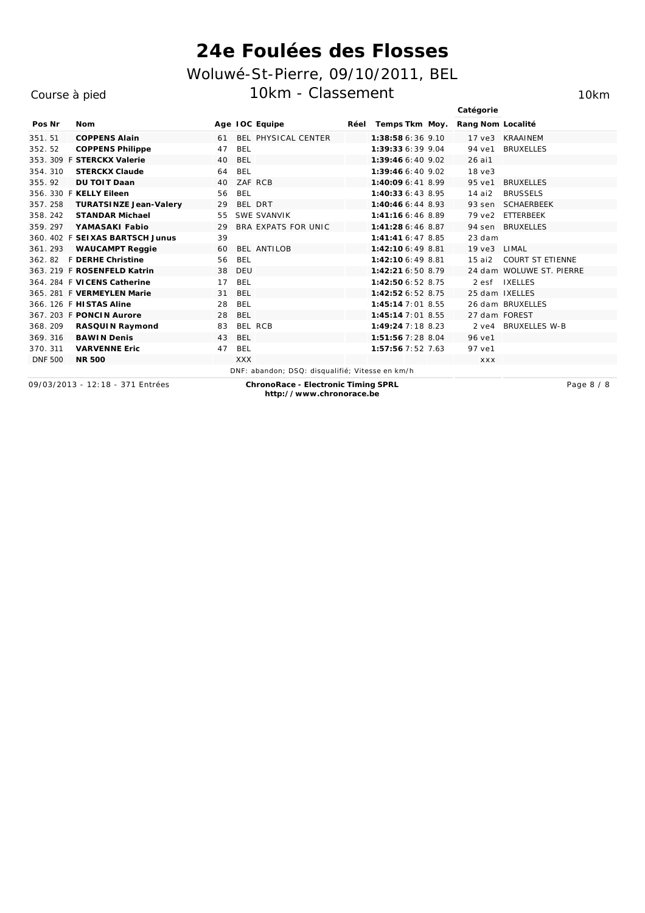# 24e Foulées des Flosses

## Woluwé-St-Pierre, 09/10/2011, BEL

Course à pied

## 10km - Classement

10km

| Pos | Nr | | Nom | Age | IOC | Equipe | Réel | Temps | Tkm | Moy. | Catégorie Rang | Catégorie Nom | Localité |
|---|---|---|---|---|---|---|---|---|---|---|---|---|---|
| 351. | 51 | | **COPPENS Alain** | 61 | BEL | PHYSICAL CENTER | | **1:38:58** | 6:36 | 9.10 | 17 | ve3 | KRAAINEM |
| 352. | 52 | | **COPPENS Philippe** | 47 | BEL | | | **1:39:33** | 6:39 | 9.04 | 94 | ve1 | BRUXELLES |
| 353. | 309 | F | **STERCKX Valerie** | 40 | BEL | | | **1:39:46** | 6:40 | 9.02 | 26 | ai1 | |
| 354. | 310 | | **STERCKX Claude** | 64 | BEL | | | **1:39:46** | 6:40 | 9.02 | 18 | ve3 | |
| 355. | 92 | | **DU TOIT Daan** | 40 | ZAF | RCB | | **1:40:09** | 6:41 | 8.99 | 95 | ve1 | BRUXELLES |
| 356. | 330 | F | **KELLY Eileen** | 56 | BEL | | | **1:40:33** | 6:43 | 8.95 | 14 | ai2 | BRUSSELS |
| 357. | 258 | | **TURATSINZE Jean-Valery** | 29 | BEL | DRT | | **1:40:46** | 6:44 | 8.93 | 93 | sen | SCHAERBEEK |
| 358. | 242 | | **STANDAR Michael** | 55 | SWE | SVANVIK | | **1:41:16** | 6:46 | 8.89 | 79 | ve2 | ETTERBEEK |
| 359. | 297 | | **YAMASAKI Fabio** | 29 | BRA | EXPATS FOR UNIC | | **1:41:28** | 6:46 | 8.87 | 94 | sen | BRUXELLES |
| 360. | 402 | F | **SEIXAS BARTSCH Junus** | 39 | | | | **1:41:41** | 6:47 | 8.85 | 23 | dam | |
| 361. | 293 | | **WAUCAMPT Reggie** | 60 | BEL | ANTILOB | | **1:42:10** | 6:49 | 8.81 | 19 | ve3 | LIMAL |
| 362. | 82 | F | **DERHE Christine** | 56 | BEL | | | **1:42:10** | 6:49 | 8.81 | 15 | ai2 | COURT ST ETIENNE |
| 363. | 219 | F | **ROSENFELD Katrin** | 38 | DEU | | | **1:42:21** | 6:50 | 8.79 | 24 | dam | WOLUWE ST. PIERRE |
| 364. | 284 | F | **VICENS Catherine** | 17 | BEL | | | **1:42:50** | 6:52 | 8.75 | 2 | esf | IXELLES |
| 365. | 281 | F | **VERMEYLEN Marie** | 31 | BEL | | | **1:42:52** | 6:52 | 8.75 | 25 | dam | IXELLES |
| 366. | 126 | F | **HISTAS Aline** | 28 | BEL | | | **1:45:14** | 7:01 | 8.55 | 26 | dam | BRUXELLES |
| 367. | 203 | F | **PONCIN Aurore** | 28 | BEL | | | **1:45:14** | 7:01 | 8.55 | 27 | dam | FOREST |
| 368. | 209 | | **RASQUIN Raymond** | 83 | BEL | RCB | | **1:49:24** | 7:18 | 8.23 | 2 | ve4 | BRUXELLES W-B |
| 369. | 316 | | **BAWIN Denis** | 43 | BEL | | | **1:51:56** | 7:28 | 8.04 | 96 | ve1 | |
| 370. | 311 | | **VARVENNE Eric** | 47 | BEL | | | **1:57:56** | 7:52 | 7.63 | 97 | ve1 | |
| DNF | 500 | | **NR 500** | | XXX | | | | | | | xxx | |

DNF: abandon; DSQ: disqualifié; Vitesse en km/h

09/03/2013 - 12:18 - 371 Entrées

**ChronoRace - Electronic Timing SPRL**
**http://www.chronorace.be**